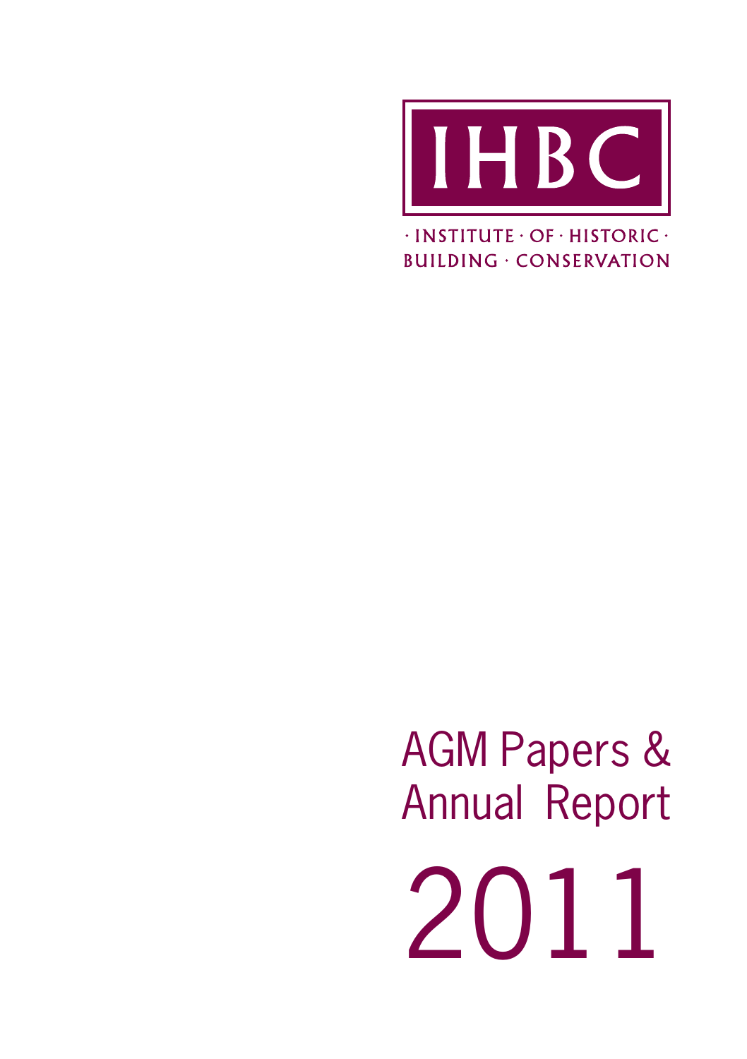# IHBC

· INSTITUTE · OF · HISTORIC ·
BUILDING · CONSERVATION

# AGM Papers & Annual Report

# 2011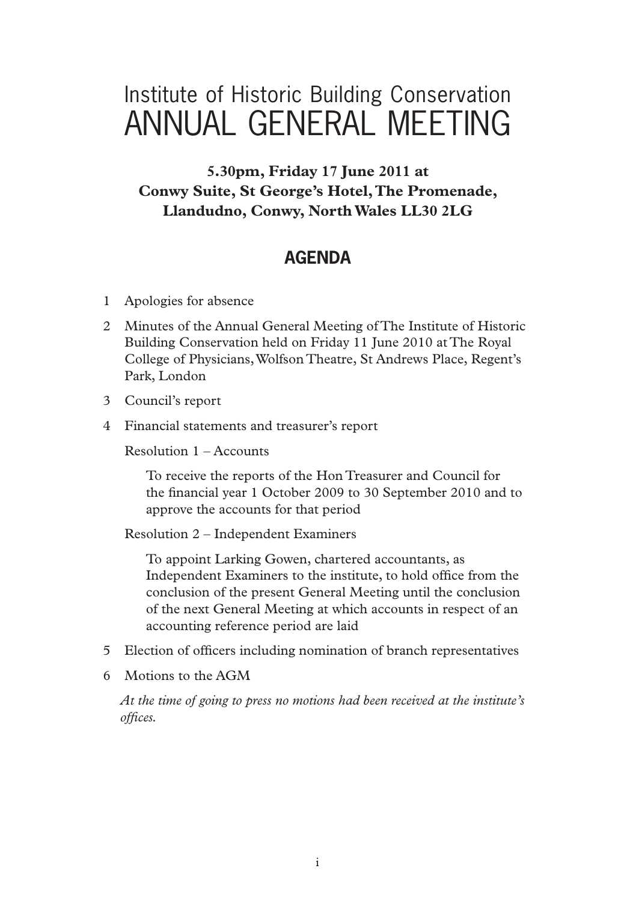# Institute of Historic Building Conservation
# ANNUAL GENERAL MEETING

**5.30pm, Friday 17 June 2011 at**
**Conwy Suite, St George's Hotel, The Promenade, Llandudno, Conwy, North Wales LL30 2LG**

## AGENDA

1. Apologies for absence
2. Minutes of the Annual General Meeting of The Institute of Historic Building Conservation held on Friday 11 June 2010 at The Royal College of Physicians, Wolfson Theatre, St Andrews Place, Regent's Park, London
3. Council's report
4. Financial statements and treasurer's report

   Resolution 1 – Accounts

   To receive the reports of the Hon Treasurer and Council for the financial year 1 October 2009 to 30 September 2010 and to approve the accounts for that period

   Resolution 2 – Independent Examiners

   To appoint Larking Gowen, chartered accountants, as Independent Examiners to the institute, to hold office from the conclusion of the present General Meeting until the conclusion of the next General Meeting at which accounts in respect of an accounting reference period are laid

5. Election of officers including nomination of branch representatives
6. Motions to the AGM

   *At the time of going to press no motions had been received at the institute's offices.*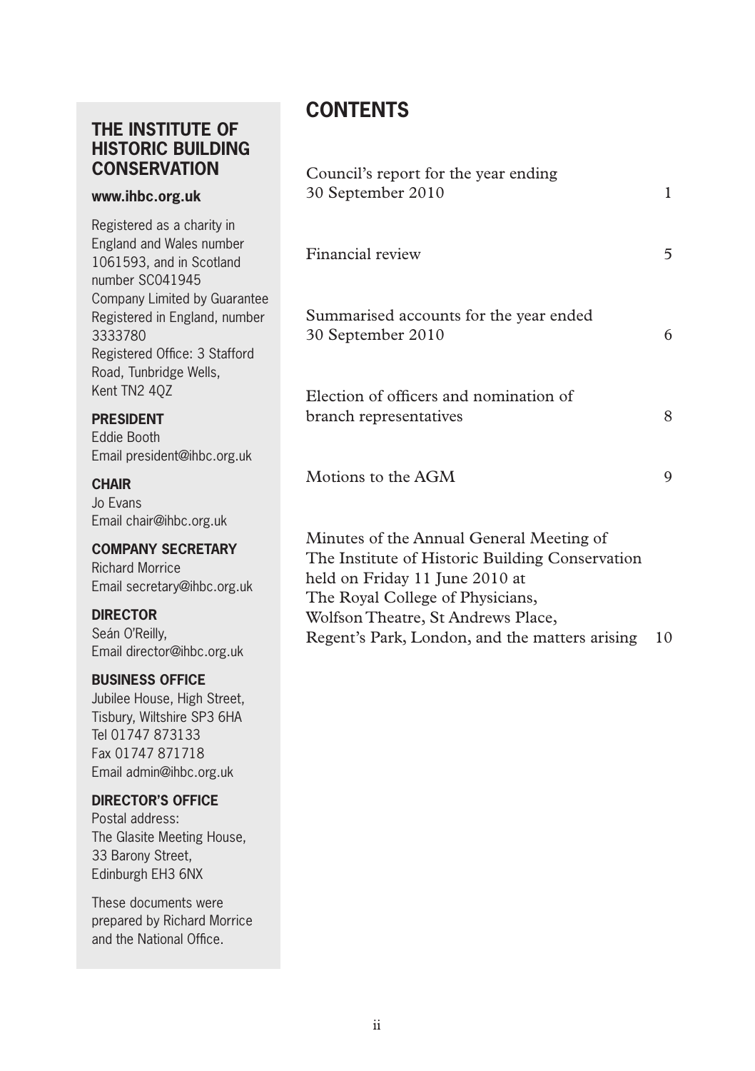## THE INSTITUTE OF HISTORIC BUILDING CONSERVATION

**www.ihbc.org.uk**

Registered as a charity in England and Wales number 1061593, and in Scotland number SC041945
Company Limited by Guarantee Registered in England, number 3333780
Registered Office: 3 Stafford Road, Tunbridge Wells, Kent TN2 4QZ

**PRESIDENT**
Eddie Booth
Email president@ihbc.org.uk

**CHAIR**
Jo Evans
Email chair@ihbc.org.uk

**COMPANY SECRETARY**
Richard Morrice
Email secretary@ihbc.org.uk

**DIRECTOR**
Seán O'Reilly,
Email director@ihbc.org.uk

**BUSINESS OFFICE**
Jubilee House, High Street, Tisbury, Wiltshire SP3 6HA
Tel 01747 873133
Fax 01747 871718
Email admin@ihbc.org.uk

**DIRECTOR'S OFFICE**
Postal address:
The Glasite Meeting House, 33 Barony Street, Edinburgh EH3 6NX

These documents were prepared by Richard Morrice and the National Office.

# CONTENTS

| | |
|---|---|
| Council's report for the year ending 30 September 2010 | 1 |
| Financial review | 5 |
| Summarised accounts for the year ended 30 September 2010 | 6 |
| Election of officers and nomination of branch representatives | 8 |
| Motions to the AGM | 9 |
| Minutes of the Annual General Meeting of The Institute of Historic Building Conservation held on Friday 11 June 2010 at The Royal College of Physicians, Wolfson Theatre, St Andrews Place, Regent's Park, London, and the matters arising | 10 |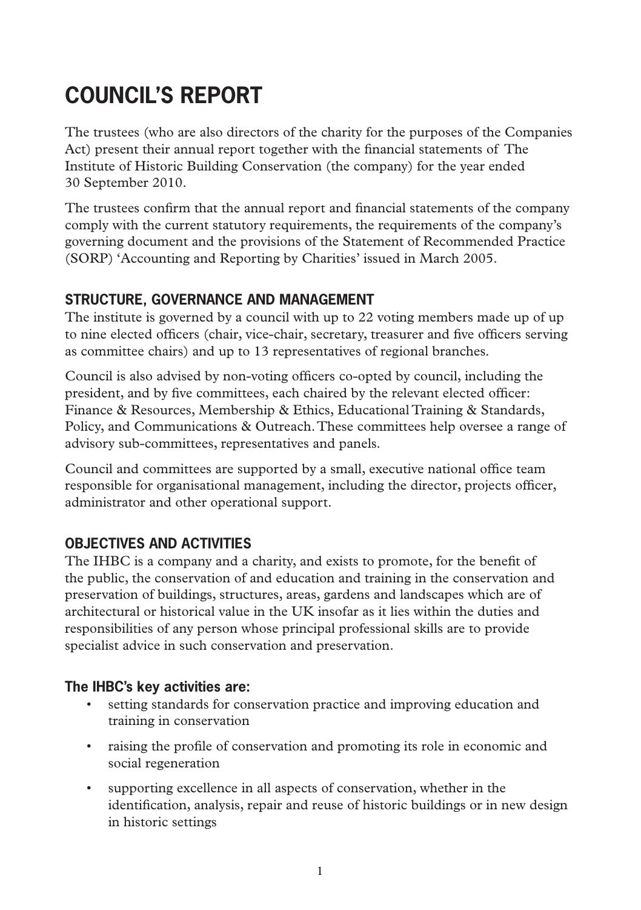# COUNCIL'S REPORT

The trustees (who are also directors of the charity for the purposes of the Companies Act) present their annual report together with the financial statements of The Institute of Historic Building Conservation (the company) for the year ended 30 September 2010.

The trustees confirm that the annual report and financial statements of the company comply with the current statutory requirements, the requirements of the company's governing document and the provisions of the Statement of Recommended Practice (SORP) 'Accounting and Reporting by Charities' issued in March 2005.

## STRUCTURE, GOVERNANCE AND MANAGEMENT

The institute is governed by a council with up to 22 voting members made up of up to nine elected officers (chair, vice-chair, secretary, treasurer and five officers serving as committee chairs) and up to 13 representatives of regional branches.

Council is also advised by non-voting officers co-opted by council, including the president, and by five committees, each chaired by the relevant elected officer: Finance & Resources, Membership & Ethics, Educational Training & Standards, Policy, and Communications & Outreach. These committees help oversee a range of advisory sub-committees, representatives and panels.

Council and committees are supported by a small, executive national office team responsible for organisational management, including the director, projects officer, administrator and other operational support.

## OBJECTIVES AND ACTIVITIES

The IHBC is a company and a charity, and exists to promote, for the benefit of the public, the conservation of and education and training in the conservation and preservation of buildings, structures, areas, gardens and landscapes which are of architectural or historical value in the UK insofar as it lies within the duties and responsibilities of any person whose principal professional skills are to provide specialist advice in such conservation and preservation.

### The IHBC's key activities are:

- setting standards for conservation practice and improving education and training in conservation
- raising the profile of conservation and promoting its role in economic and social regeneration
- supporting excellence in all aspects of conservation, whether in the identification, analysis, repair and reuse of historic buildings or in new design in historic settings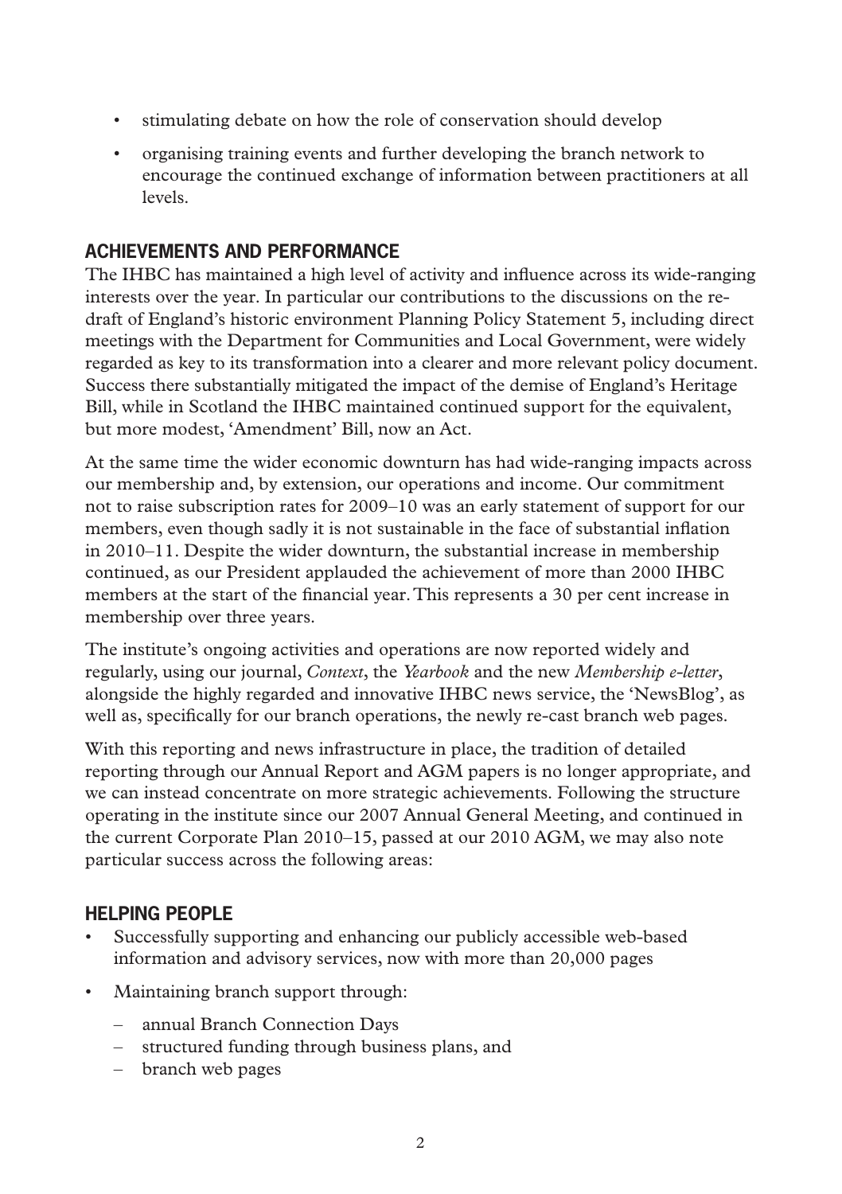- stimulating debate on how the role of conservation should develop
- organising training events and further developing the branch network to encourage the continued exchange of information between practitioners at all levels.

## ACHIEVEMENTS AND PERFORMANCE

The IHBC has maintained a high level of activity and influence across its wide-ranging interests over the year. In particular our contributions to the discussions on the re-draft of England's historic environment Planning Policy Statement 5, including direct meetings with the Department for Communities and Local Government, were widely regarded as key to its transformation into a clearer and more relevant policy document. Success there substantially mitigated the impact of the demise of England's Heritage Bill, while in Scotland the IHBC maintained continued support for the equivalent, but more modest, 'Amendment' Bill, now an Act.

At the same time the wider economic downturn has had wide-ranging impacts across our membership and, by extension, our operations and income. Our commitment not to raise subscription rates for 2009–10 was an early statement of support for our members, even though sadly it is not sustainable in the face of substantial inflation in 2010–11. Despite the wider downturn, the substantial increase in membership continued, as our President applauded the achievement of more than 2000 IHBC members at the start of the financial year. This represents a 30 per cent increase in membership over three years.

The institute's ongoing activities and operations are now reported widely and regularly, using our journal, *Context*, the *Yearbook* and the new *Membership e-letter*, alongside the highly regarded and innovative IHBC news service, the 'NewsBlog', as well as, specifically for our branch operations, the newly re-cast branch web pages.

With this reporting and news infrastructure in place, the tradition of detailed reporting through our Annual Report and AGM papers is no longer appropriate, and we can instead concentrate on more strategic achievements. Following the structure operating in the institute since our 2007 Annual General Meeting, and continued in the current Corporate Plan 2010–15, passed at our 2010 AGM, we may also note particular success across the following areas:

## HELPING PEOPLE

- Successfully supporting and enhancing our publicly accessible web-based information and advisory services, now with more than 20,000 pages
- Maintaining branch support through:
  - annual Branch Connection Days
  - structured funding through business plans, and
  - branch web pages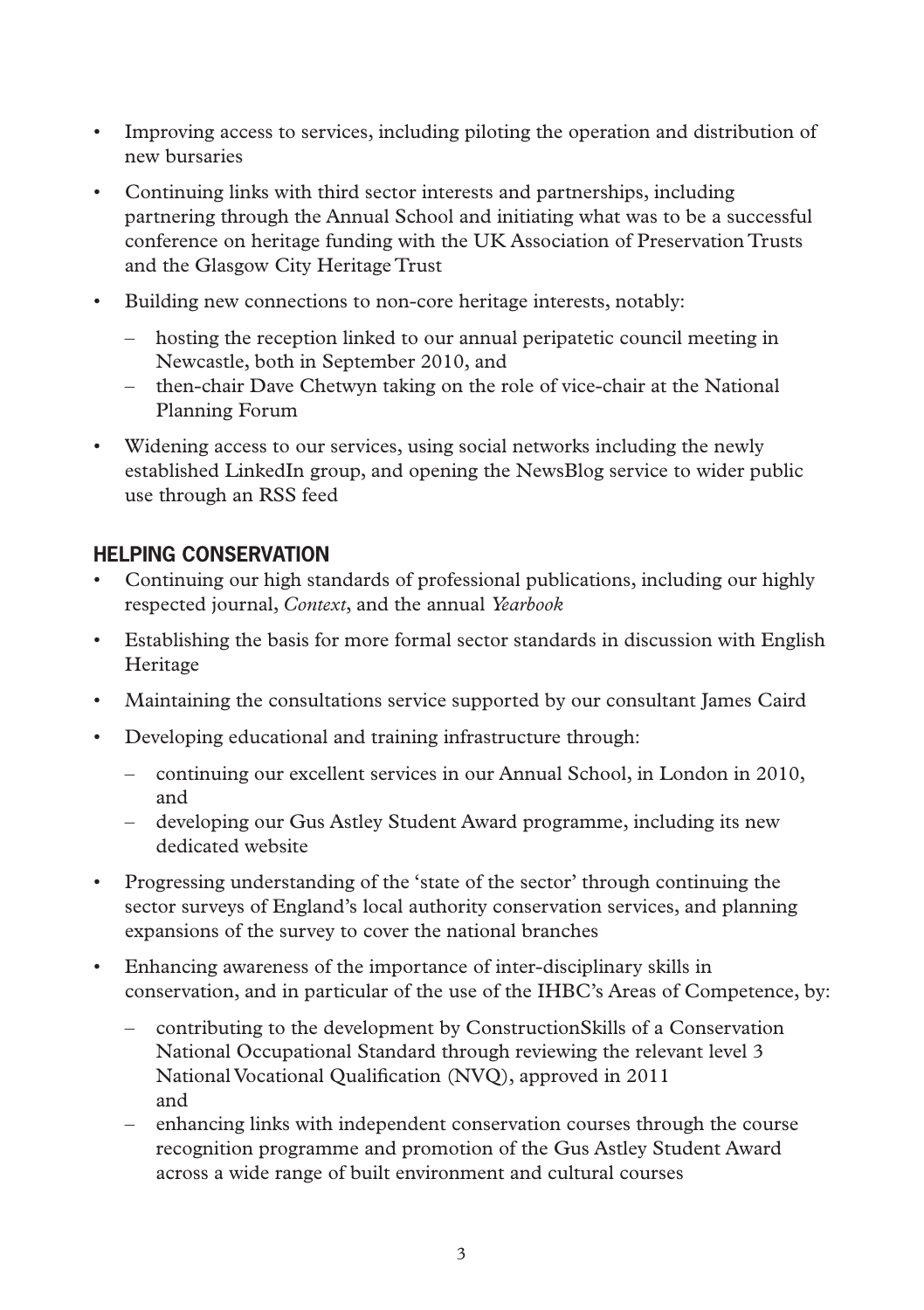- Improving access to services, including piloting the operation and distribution of new bursaries
- Continuing links with third sector interests and partnerships, including partnering through the Annual School and initiating what was to be a successful conference on heritage funding with the UK Association of Preservation Trusts and the Glasgow City Heritage Trust
- Building new connections to non-core heritage interests, notably:
  - hosting the reception linked to our annual peripatetic council meeting in Newcastle, both in September 2010, and
  - then-chair Dave Chetwyn taking on the role of vice-chair at the National Planning Forum
- Widening access to our services, using social networks including the newly established LinkedIn group, and opening the NewsBlog service to wider public use through an RSS feed

## HELPING CONSERVATION

- Continuing our high standards of professional publications, including our highly respected journal, *Context*, and the annual *Yearbook*
- Establishing the basis for more formal sector standards in discussion with English Heritage
- Maintaining the consultations service supported by our consultant James Caird
- Developing educational and training infrastructure through:
  - continuing our excellent services in our Annual School, in London in 2010, and
  - developing our Gus Astley Student Award programme, including its new dedicated website
- Progressing understanding of the 'state of the sector' through continuing the sector surveys of England's local authority conservation services, and planning expansions of the survey to cover the national branches
- Enhancing awareness of the importance of inter-disciplinary skills in conservation, and in particular of the use of the IHBC's Areas of Competence, by:
  - contributing to the development by ConstructionSkills of a Conservation National Occupational Standard through reviewing the relevant level 3 National Vocational Qualification (NVQ), approved in 2011 and
  - enhancing links with independent conservation courses through the course recognition programme and promotion of the Gus Astley Student Award across a wide range of built environment and cultural courses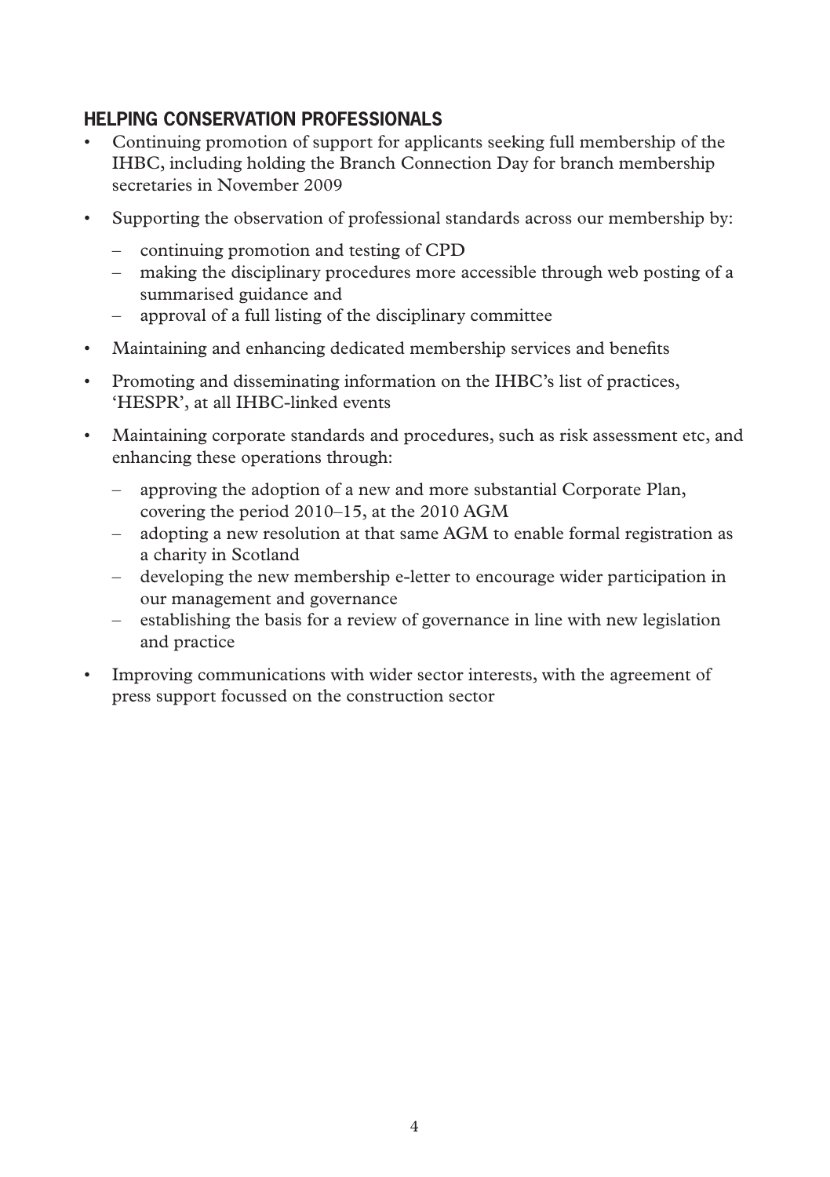## HELPING CONSERVATION PROFESSIONALS

- Continuing promotion of support for applicants seeking full membership of the IHBC, including holding the Branch Connection Day for branch membership secretaries in November 2009
- Supporting the observation of professional standards across our membership by:
  - continuing promotion and testing of CPD
  - making the disciplinary procedures more accessible through web posting of a summarised guidance and
  - approval of a full listing of the disciplinary committee
- Maintaining and enhancing dedicated membership services and benefits
- Promoting and disseminating information on the IHBC's list of practices, 'HESPR', at all IHBC-linked events
- Maintaining corporate standards and procedures, such as risk assessment etc, and enhancing these operations through:
  - approving the adoption of a new and more substantial Corporate Plan, covering the period 2010–15, at the 2010 AGM
  - adopting a new resolution at that same AGM to enable formal registration as a charity in Scotland
  - developing the new membership e-letter to encourage wider participation in our management and governance
  - establishing the basis for a review of governance in line with new legislation and practice
- Improving communications with wider sector interests, with the agreement of press support focussed on the construction sector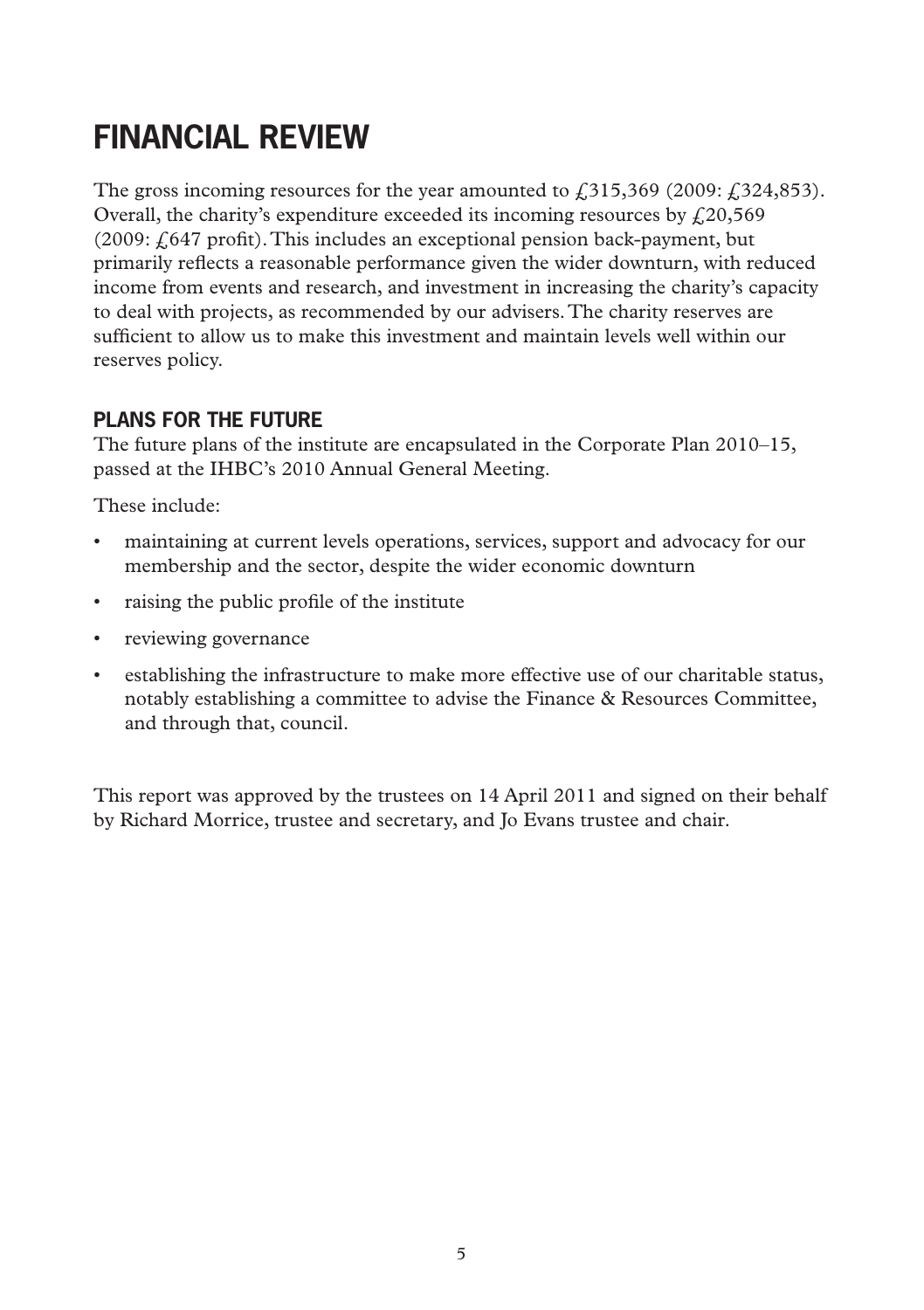# FINANCIAL REVIEW

The gross incoming resources for the year amounted to £315,369 (2009: £324,853). Overall, the charity's expenditure exceeded its incoming resources by £20,569 (2009: £647 profit). This includes an exceptional pension back-payment, but primarily reflects a reasonable performance given the wider downturn, with reduced income from events and research, and investment in increasing the charity's capacity to deal with projects, as recommended by our advisers. The charity reserves are sufficient to allow us to make this investment and maintain levels well within our reserves policy.

## PLANS FOR THE FUTURE

The future plans of the institute are encapsulated in the Corporate Plan 2010–15, passed at the IHBC's 2010 Annual General Meeting.

These include:

- maintaining at current levels operations, services, support and advocacy for our membership and the sector, despite the wider economic downturn
- raising the public profile of the institute
- reviewing governance
- establishing the infrastructure to make more effective use of our charitable status, notably establishing a committee to advise the Finance & Resources Committee, and through that, council.

This report was approved by the trustees on 14 April 2011 and signed on their behalf by Richard Morrice, trustee and secretary, and Jo Evans trustee and chair.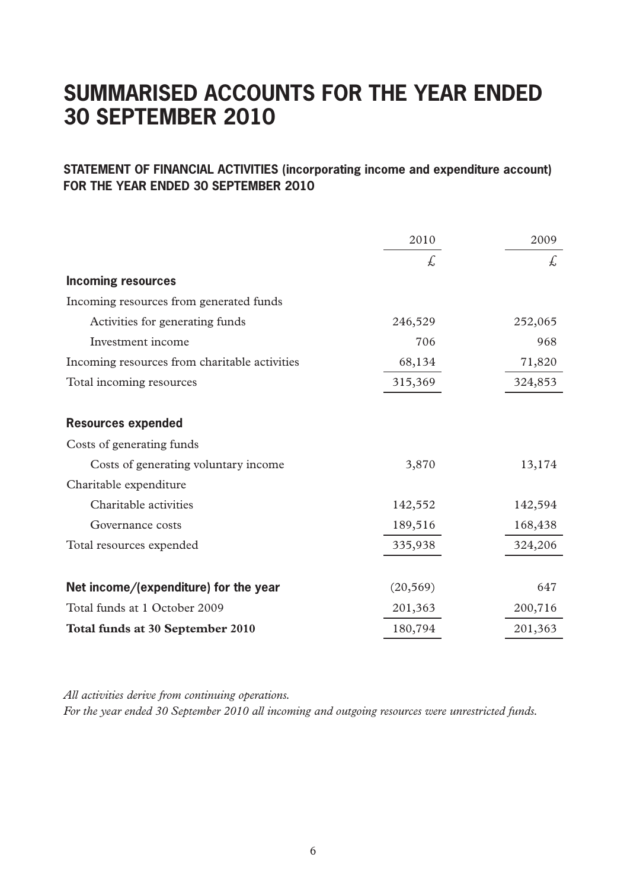# SUMMARISED ACCOUNTS FOR THE YEAR ENDED 30 SEPTEMBER 2010

## STATEMENT OF FINANCIAL ACTIVITIES (incorporating income and expenditure account) FOR THE YEAR ENDED 30 SEPTEMBER 2010

| | 2010 | 2009 |
|---|---|---|
| | £ | £ |
| **Incoming resources** | | |
| Incoming resources from generated funds | | |
| Activities for generating funds | 246,529 | 252,065 |
| Investment income | 706 | 968 |
| Incoming resources from charitable activities | 68,134 | 71,820 |
| Total incoming resources | 315,369 | 324,853 |
| **Resources expended** | | |
| Costs of generating funds | | |
| Costs of generating voluntary income | 3,870 | 13,174 |
| Charitable expenditure | | |
| Charitable activities | 142,552 | 142,594 |
| Governance costs | 189,516 | 168,438 |
| Total resources expended | 335,938 | 324,206 |
| **Net income/(expenditure) for the year** | (20,569) | 647 |
| Total funds at 1 October 2009 | 201,363 | 200,716 |
| **Total funds at 30 September 2010** | 180,794 | 201,363 |

*All activities derive from continuing operations.*
*For the year ended 30 September 2010 all incoming and outgoing resources were unrestricted funds.*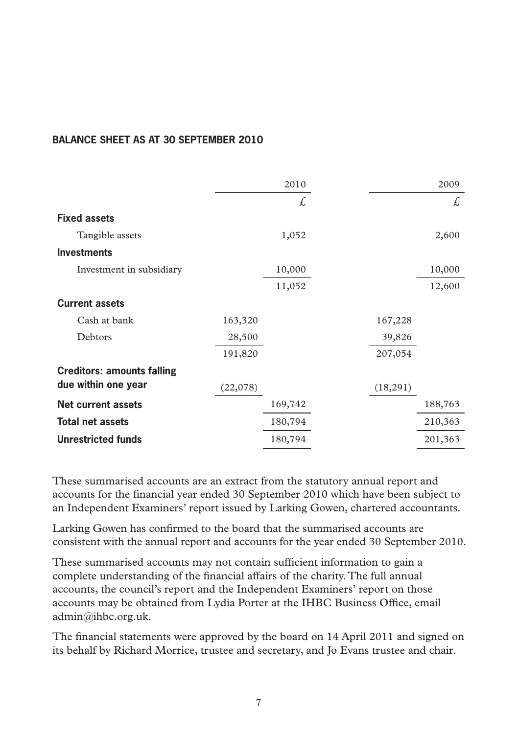## BALANCE SHEET AS AT 30 SEPTEMBER 2010

| | | 2010 | | 2009 |
|---|---|---|---|---|
| | | £ | | £ |
| **Fixed assets** | | | | |
| Tangible assets | | 1,052 | | 2,600 |
| **Investments** | | | | |
| Investment in subsidiary | | 10,000 | | 10,000 |
| | | 11,052 | | 12,600 |
| **Current assets** | | | | |
| Cash at bank | 163,320 | | 167,228 | |
| Debtors | 28,500 | | 39,826 | |
| | 191,820 | | 207,054 | |
| **Creditors: amounts falling due within one year** | (22,078) | | (18,291) | |
| **Net current assets** | | 169,742 | | 188,763 |
| **Total net assets** | | 180,794 | | 210,363 |
| **Unrestricted funds** | | 180,794 | | 201,363 |

These summarised accounts are an extract from the statutory annual report and accounts for the financial year ended 30 September 2010 which have been subject to an Independent Examiners' report issued by Larking Gowen, chartered accountants.

Larking Gowen has confirmed to the board that the summarised accounts are consistent with the annual report and accounts for the year ended 30 September 2010.

These summarised accounts may not contain sufficient information to gain a complete understanding of the financial affairs of the charity. The full annual accounts, the council's report and the Independent Examiners' report on those accounts may be obtained from Lydia Porter at the IHBC Business Office, email admin@ihbc.org.uk.

The financial statements were approved by the board on 14 April 2011 and signed on its behalf by Richard Morrice, trustee and secretary, and Jo Evans trustee and chair.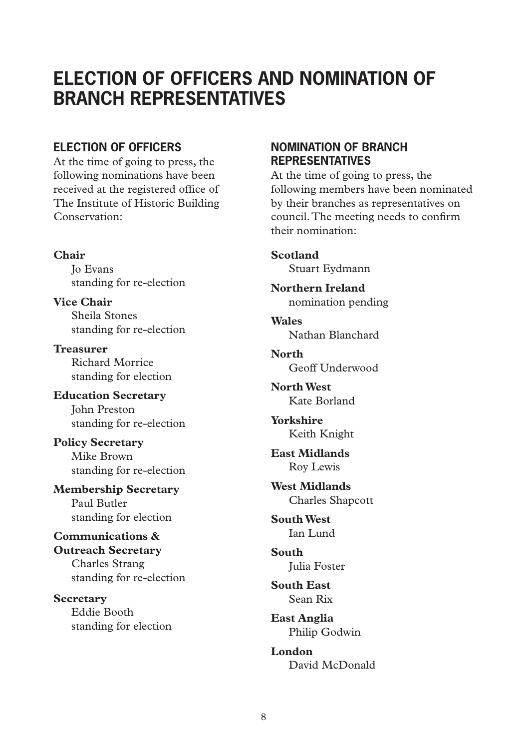# ELECTION OF OFFICERS AND NOMINATION OF BRANCH REPRESENTATIVES

## ELECTION OF OFFICERS

At the time of going to press, the following nominations have been received at the registered office of The Institute of Historic Building Conservation:

**Chair**
Jo Evans
standing for re-election

**Vice Chair**
Sheila Stones
standing for re-election

**Treasurer**
Richard Morrice
standing for election

**Education Secretary**
John Preston
standing for re-election

**Policy Secretary**
Mike Brown
standing for re-election

**Membership Secretary**
Paul Butler
standing for election

**Communications & Outreach Secretary**
Charles Strang
standing for re-election

**Secretary**
Eddie Booth
standing for election

## NOMINATION OF BRANCH REPRESENTATIVES

At the time of going to press, the following members have been nominated by their branches as representatives on council. The meeting needs to confirm their nomination:

**Scotland**
Stuart Eydmann

**Northern Ireland**
nomination pending

**Wales**
Nathan Blanchard

**North**
Geoff Underwood

**North West**
Kate Borland

**Yorkshire**
Keith Knight

**East Midlands**
Roy Lewis

**West Midlands**
Charles Shapcott

**South West**
Ian Lund

**South**
Julia Foster

**South East**
Sean Rix

**East Anglia**
Philip Godwin

**London**
David McDonald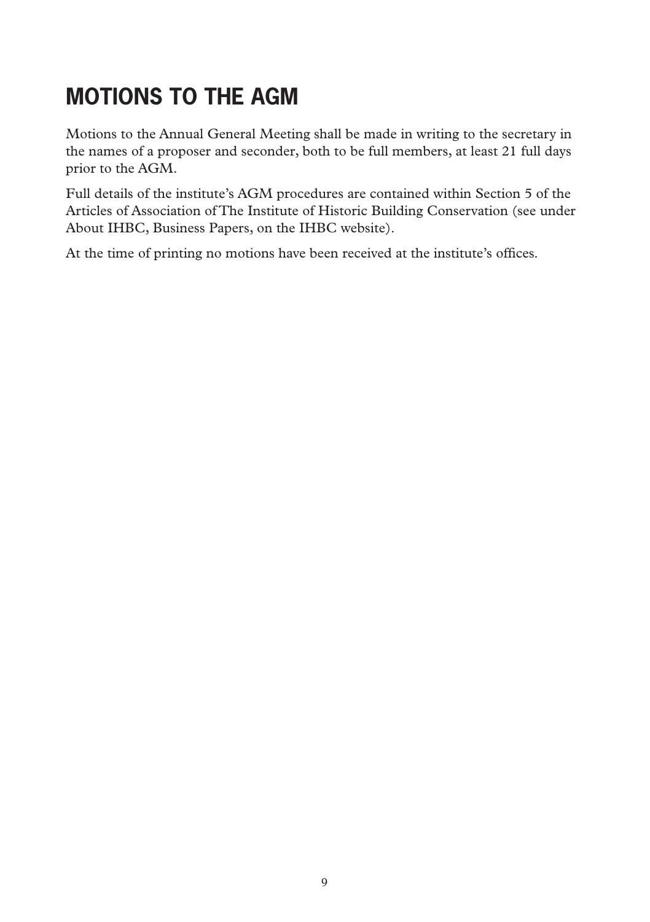# MOTIONS TO THE AGM

Motions to the Annual General Meeting shall be made in writing to the secretary in the names of a proposer and seconder, both to be full members, at least 21 full days prior to the AGM.

Full details of the institute's AGM procedures are contained within Section 5 of the Articles of Association of The Institute of Historic Building Conservation (see under About IHBC, Business Papers, on the IHBC website).

At the time of printing no motions have been received at the institute's offices.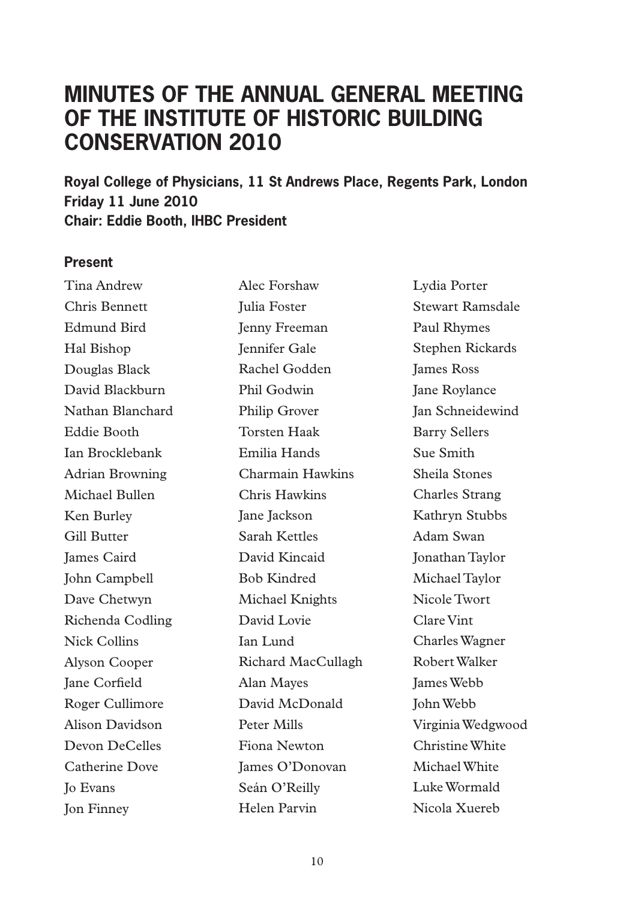# MINUTES OF THE ANNUAL GENERAL MEETING OF THE INSTITUTE OF HISTORIC BUILDING CONSERVATION 2010

**Royal College of Physicians, 11 St Andrews Place, Regents Park, London**
**Friday 11 June 2010**
**Chair: Eddie Booth, IHBC President**

### Present

Tina Andrew
Chris Bennett
Edmund Bird
Hal Bishop
Douglas Black
David Blackburn
Nathan Blanchard
Eddie Booth
Ian Brocklebank
Adrian Browning
Michael Bullen
Ken Burley
Gill Butter
James Caird
John Campbell
Dave Chetwyn
Richenda Codling
Nick Collins
Alyson Cooper
Jane Corfield
Roger Cullimore
Alison Davidson
Devon DeCelles
Catherine Dove
Jo Evans
Jon Finney
Alec Forshaw
Julia Foster
Jenny Freeman
Jennifer Gale
Rachel Godden
Phil Godwin
Philip Grover
Torsten Haak
Emilia Hands
Charmain Hawkins
Chris Hawkins
Jane Jackson
Sarah Kettles
David Kincaid
Bob Kindred
Michael Knights
David Lovie
Ian Lund
Richard MacCullagh
Alan Mayes
David McDonald
Peter Mills
Fiona Newton
James O'Donovan
Seán O'Reilly
Helen Parvin
Lydia Porter
Stewart Ramsdale
Paul Rhymes
Stephen Rickards
James Ross
Jane Roylance
Jan Schneidewind
Barry Sellers
Sue Smith
Sheila Stones
Charles Strang
Kathryn Stubbs
Adam Swan
Jonathan Taylor
Michael Taylor
Nicole Twort
Clare Vint
Charles Wagner
Robert Walker
James Webb
John Webb
Virginia Wedgwood
Christine White
Michael White
Luke Wormald
Nicola Xuereb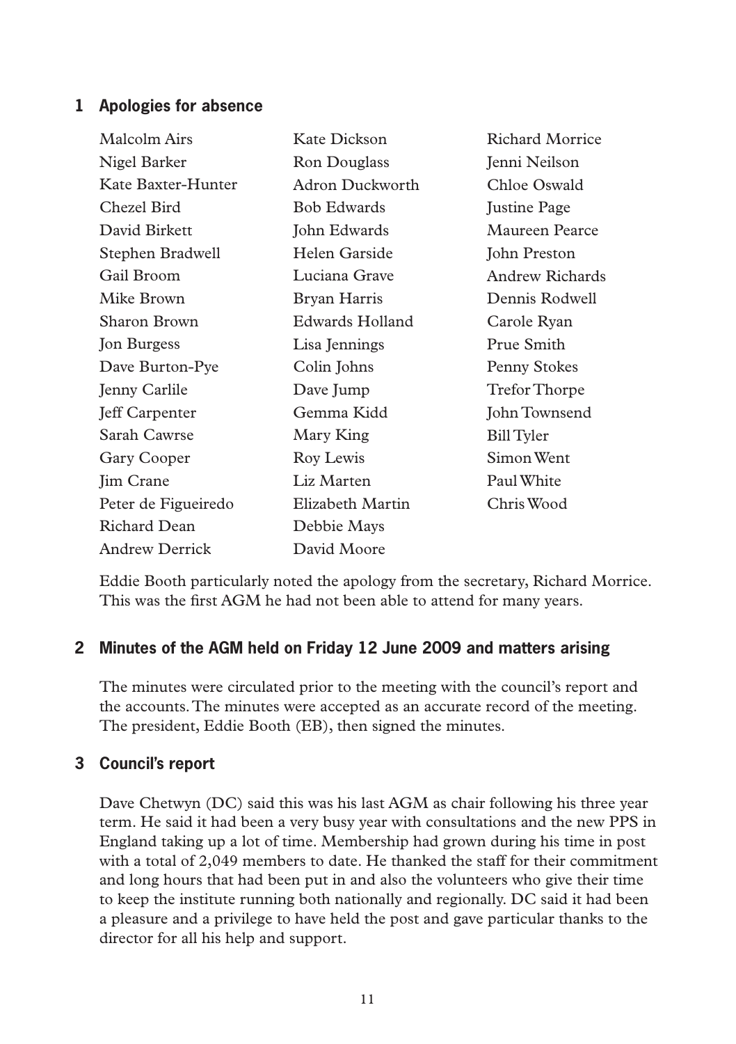## 1 Apologies for absence

Malcolm Airs
Nigel Barker
Kate Baxter-Hunter
Chezel Bird
David Birkett
Stephen Bradwell
Gail Broom
Mike Brown
Sharon Brown
Jon Burgess
Dave Burton-Pye
Jenny Carlile
Jeff Carpenter
Sarah Cawrse
Gary Cooper
Jim Crane
Peter de Figueiredo
Richard Dean
Andrew Derrick
Kate Dickson
Ron Douglass
Adron Duckworth
Bob Edwards
John Edwards
Helen Garside
Luciana Grave
Bryan Harris
Edwards Holland
Lisa Jennings
Colin Johns
Dave Jump
Gemma Kidd
Mary King
Roy Lewis
Liz Marten
Elizabeth Martin
Debbie Mays
David Moore
Richard Morrice
Jenni Neilson
Chloe Oswald
Justine Page
Maureen Pearce
John Preston
Andrew Richards
Dennis Rodwell
Carole Ryan
Prue Smith
Penny Stokes
Trefor Thorpe
John Townsend
Bill Tyler
Simon Went
Paul White
Chris Wood

Eddie Booth particularly noted the apology from the secretary, Richard Morrice. This was the first AGM he had not been able to attend for many years.

## 2 Minutes of the AGM held on Friday 12 June 2009 and matters arising

The minutes were circulated prior to the meeting with the council's report and the accounts. The minutes were accepted as an accurate record of the meeting. The president, Eddie Booth (EB), then signed the minutes.

## 3 Council's report

Dave Chetwyn (DC) said this was his last AGM as chair following his three year term. He said it had been a very busy year with consultations and the new PPS in England taking up a lot of time. Membership had grown during his time in post with a total of 2,049 members to date. He thanked the staff for their commitment and long hours that had been put in and also the volunteers who give their time to keep the institute running both nationally and regionally. DC said it had been a pleasure and a privilege to have held the post and gave particular thanks to the director for all his help and support.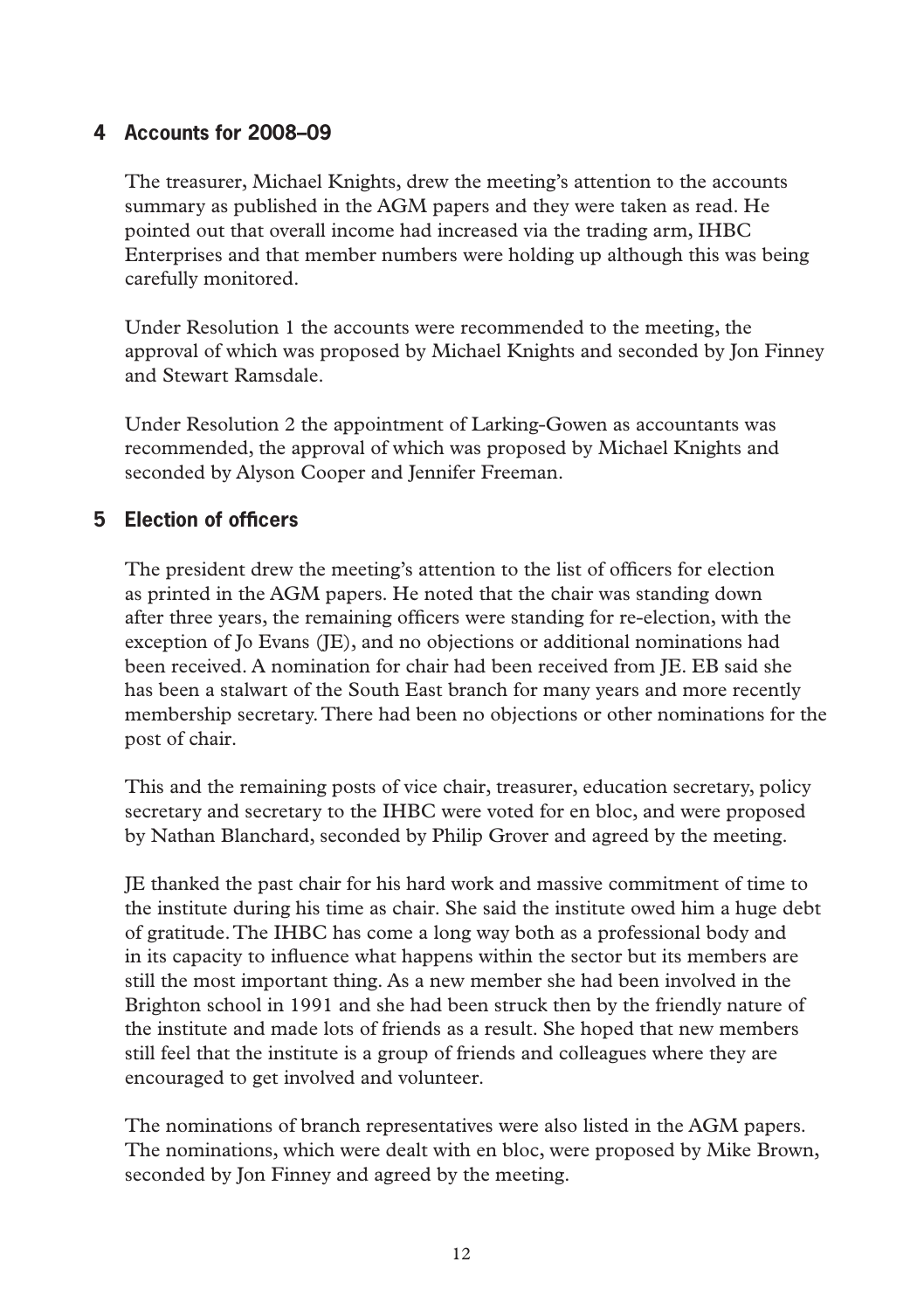## 4 Accounts for 2008–09

The treasurer, Michael Knights, drew the meeting's attention to the accounts summary as published in the AGM papers and they were taken as read. He pointed out that overall income had increased via the trading arm, IHBC Enterprises and that member numbers were holding up although this was being carefully monitored.

Under Resolution 1 the accounts were recommended to the meeting, the approval of which was proposed by Michael Knights and seconded by Jon Finney and Stewart Ramsdale.

Under Resolution 2 the appointment of Larking-Gowen as accountants was recommended, the approval of which was proposed by Michael Knights and seconded by Alyson Cooper and Jennifer Freeman.

## 5 Election of officers

The president drew the meeting's attention to the list of officers for election as printed in the AGM papers. He noted that the chair was standing down after three years, the remaining officers were standing for re-election, with the exception of Jo Evans (JE), and no objections or additional nominations had been received. A nomination for chair had been received from JE. EB said she has been a stalwart of the South East branch for many years and more recently membership secretary. There had been no objections or other nominations for the post of chair.

This and the remaining posts of vice chair, treasurer, education secretary, policy secretary and secretary to the IHBC were voted for en bloc, and were proposed by Nathan Blanchard, seconded by Philip Grover and agreed by the meeting.

JE thanked the past chair for his hard work and massive commitment of time to the institute during his time as chair. She said the institute owed him a huge debt of gratitude. The IHBC has come a long way both as a professional body and in its capacity to influence what happens within the sector but its members are still the most important thing. As a new member she had been involved in the Brighton school in 1991 and she had been struck then by the friendly nature of the institute and made lots of friends as a result. She hoped that new members still feel that the institute is a group of friends and colleagues where they are encouraged to get involved and volunteer.

The nominations of branch representatives were also listed in the AGM papers. The nominations, which were dealt with en bloc, were proposed by Mike Brown, seconded by Jon Finney and agreed by the meeting.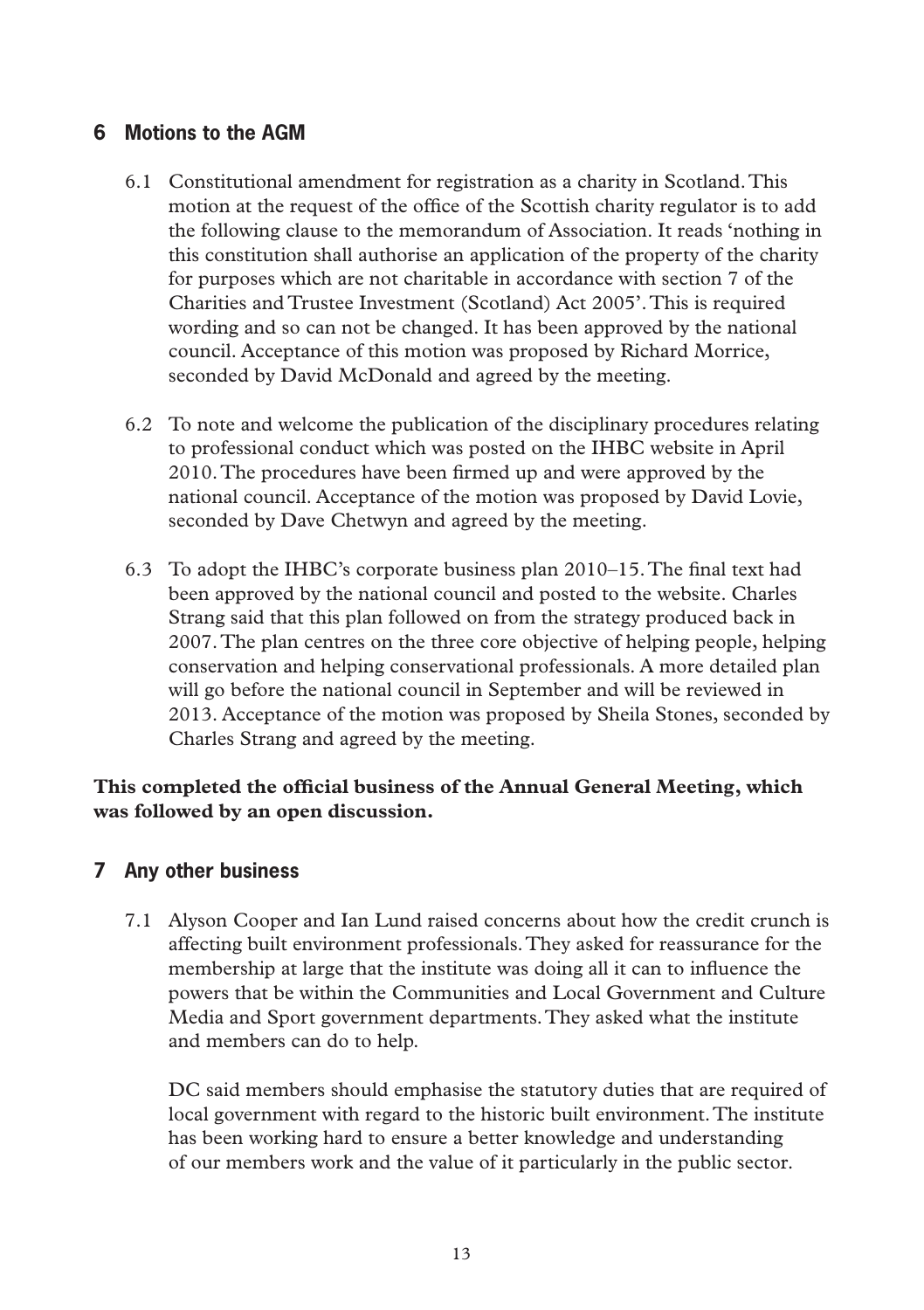## 6 Motions to the AGM

6.1 Constitutional amendment for registration as a charity in Scotland. This motion at the request of the office of the Scottish charity regulator is to add the following clause to the memorandum of Association. It reads 'nothing in this constitution shall authorise an application of the property of the charity for purposes which are not charitable in accordance with section 7 of the Charities and Trustee Investment (Scotland) Act 2005'. This is required wording and so can not be changed. It has been approved by the national council. Acceptance of this motion was proposed by Richard Morrice, seconded by David McDonald and agreed by the meeting.

6.2 To note and welcome the publication of the disciplinary procedures relating to professional conduct which was posted on the IHBC website in April 2010. The procedures have been firmed up and were approved by the national council. Acceptance of the motion was proposed by David Lovie, seconded by Dave Chetwyn and agreed by the meeting.

6.3 To adopt the IHBC's corporate business plan 2010–15. The final text had been approved by the national council and posted to the website. Charles Strang said that this plan followed on from the strategy produced back in 2007. The plan centres on the three core objective of helping people, helping conservation and helping conservational professionals. A more detailed plan will go before the national council in September and will be reviewed in 2013. Acceptance of the motion was proposed by Sheila Stones, seconded by Charles Strang and agreed by the meeting.

**This completed the official business of the Annual General Meeting, which was followed by an open discussion.**

## 7 Any other business

7.1 Alyson Cooper and Ian Lund raised concerns about how the credit crunch is affecting built environment professionals. They asked for reassurance for the membership at large that the institute was doing all it can to influence the powers that be within the Communities and Local Government and Culture Media and Sport government departments. They asked what the institute and members can do to help.

DC said members should emphasise the statutory duties that are required of local government with regard to the historic built environment. The institute has been working hard to ensure a better knowledge and understanding of our members work and the value of it particularly in the public sector.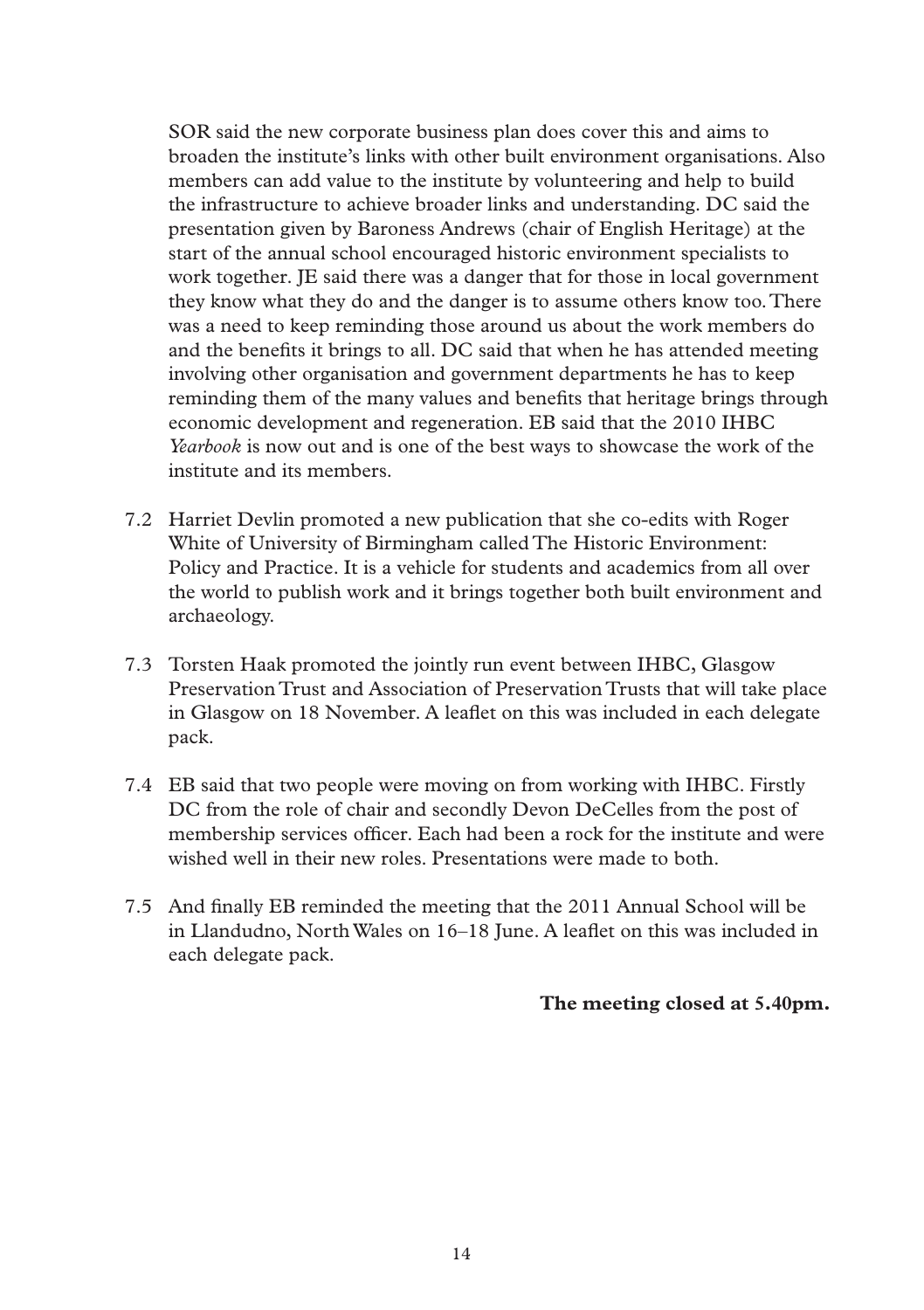SOR said the new corporate business plan does cover this and aims to broaden the institute's links with other built environment organisations. Also members can add value to the institute by volunteering and help to build the infrastructure to achieve broader links and understanding. DC said the presentation given by Baroness Andrews (chair of English Heritage) at the start of the annual school encouraged historic environment specialists to work together. JE said there was a danger that for those in local government they know what they do and the danger is to assume others know too. There was a need to keep reminding those around us about the work members do and the benefits it brings to all. DC said that when he has attended meeting involving other organisation and government departments he has to keep reminding them of the many values and benefits that heritage brings through economic development and regeneration. EB said that the 2010 IHBC *Yearbook* is now out and is one of the best ways to showcase the work of the institute and its members.

7.2 Harriet Devlin promoted a new publication that she co-edits with Roger White of University of Birmingham called The Historic Environment: Policy and Practice. It is a vehicle for students and academics from all over the world to publish work and it brings together both built environment and archaeology.

7.3 Torsten Haak promoted the jointly run event between IHBC, Glasgow Preservation Trust and Association of Preservation Trusts that will take place in Glasgow on 18 November. A leaflet on this was included in each delegate pack.

7.4 EB said that two people were moving on from working with IHBC. Firstly DC from the role of chair and secondly Devon DeCelles from the post of membership services officer. Each had been a rock for the institute and were wished well in their new roles. Presentations were made to both.

7.5 And finally EB reminded the meeting that the 2011 Annual School will be in Llandudno, North Wales on 16–18 June. A leaflet on this was included in each delegate pack.

**The meeting closed at 5.40pm.**